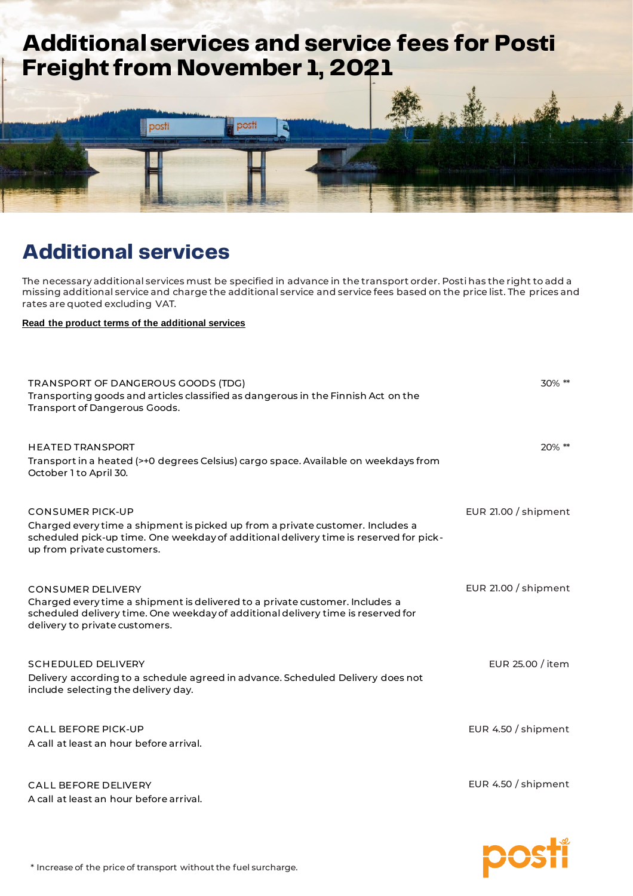# Additional services and service fees for Posti Freight from November 1, 2021

## Additional services

The necessary additional services must be specified in advance in the transport order. Posti has the right to add a missing additional service and charge the additional service and service fees based on the price list. The prices and rates are quoted excluding VAT.

**Read the product terms of the additional services**

| Service | Price |
|---|---|
| TRANSPORT OF DANGEROUS GOODS (TDG)<br>Transporting goods and articles classified as dangerous in the Finnish Act on the Transport of Dangerous Goods. | 30% ** |
| HEATED TRANSPORT<br>Transport in a heated (>+0 degrees Celsius) cargo space. Available on weekdays from October 1 to April 30. | 20% ** |
| CONSUMER PICK-UP<br>Charged every time a shipment is picked up from a private customer. Includes a scheduled pick-up time. One weekday of additional delivery time is reserved for pick-up from private customers. | EUR 21.00 / shipment |
| CONSUMER DELIVERY<br>Charged every time a shipment is delivered to a private customer. Includes a scheduled delivery time. One weekday of additional delivery time is reserved for delivery to private customers. | EUR 21.00 / shipment |
| SCHEDULED DELIVERY<br>Delivery according to a schedule agreed in advance. Scheduled Delivery does not include selecting the delivery day. | EUR 25.00 / item |
| CALL BEFORE PICK-UP<br>A call at least an hour before arrival. | EUR 4.50 / shipment |
| CALL BEFORE DELIVERY<br>A call at least an hour before arrival. | EUR 4.50 / shipment |

* Increase of the price of transport without the fuel surcharge.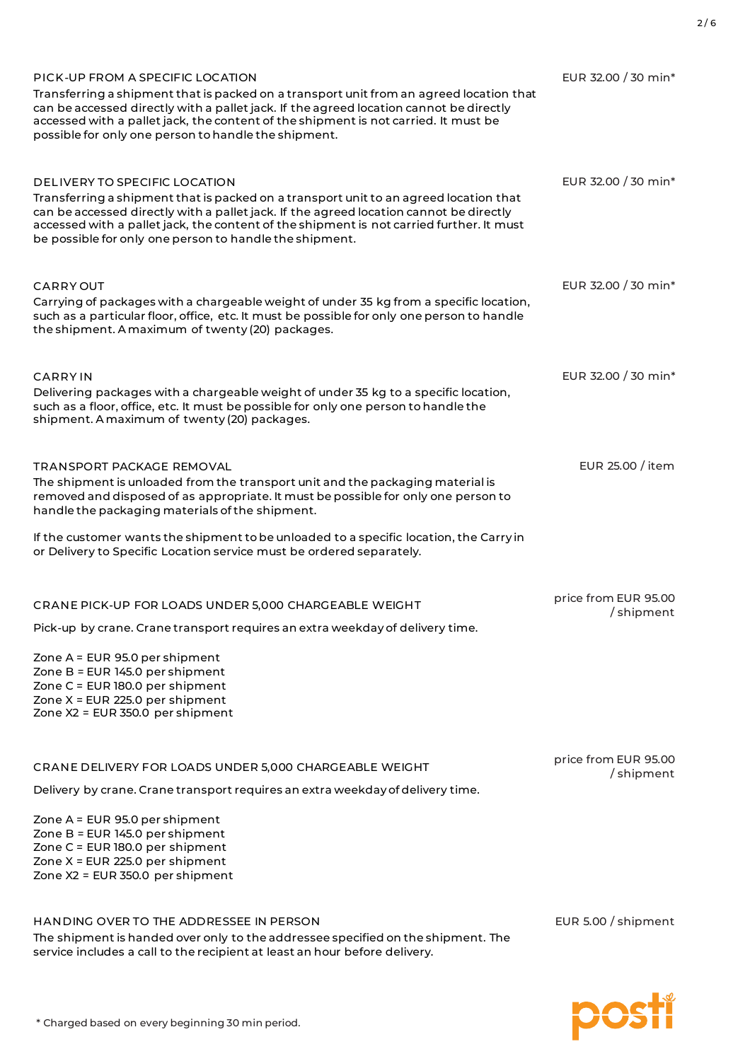### PICK-UP FROM A SPECIFIC LOCATION

EUR 32.00 / 30 min*

Transferring a shipment that is packed on a transport unit from an agreed location that can be accessed directly with a pallet jack. If the agreed location cannot be directly accessed with a pallet jack, the content of the shipment is not carried. It must be possible for only one person to handle the shipment.

### DELIVERY TO SPECIFIC LOCATION

EUR 32.00 / 30 min*

Transferring a shipment that is packed on a transport unit to an agreed location that can be accessed directly with a pallet jack. If the agreed location cannot be directly accessed with a pallet jack, the content of the shipment is not carried further. It must be possible for only one person to handle the shipment.

### CARRY OUT

EUR 32.00 / 30 min*

Carrying of packages with a chargeable weight of under 35 kg from a specific location, such as a particular floor, office, etc. It must be possible for only one person to handle the shipment. A maximum of twenty (20) packages.

### CARRY IN

EUR 32.00 / 30 min*

Delivering packages with a chargeable weight of under 35 kg to a specific location, such as a floor, office, etc. It must be possible for only one person to handle the shipment. A maximum of twenty (20) packages.

### TRANSPORT PACKAGE REMOVAL

EUR 25.00 / item

The shipment is unloaded from the transport unit and the packaging material is removed and disposed of as appropriate. It must be possible for only one person to handle the packaging materials of the shipment.

If the customer wants the shipment to be unloaded to a specific location, the Carry in or Delivery to Specific Location service must be ordered separately.

### CRANE PICK-UP FOR LOADS UNDER 5,000 CHARGEABLE WEIGHT

price from EUR 95.00 / shipment

Pick-up by crane. Crane transport requires an extra weekday of delivery time.

Zone A = EUR 95.0 per shipment
Zone B = EUR 145.0 per shipment
Zone C = EUR 180.0 per shipment
Zone X = EUR 225.0 per shipment
Zone X2 = EUR 350.0 per shipment

### CRANE DELIVERY FOR LOADS UNDER 5,000 CHARGEABLE WEIGHT

price from EUR 95.00 / shipment

Delivery by crane. Crane transport requires an extra weekday of delivery time.

Zone A = EUR 95.0 per shipment
Zone B = EUR 145.0 per shipment
Zone C = EUR 180.0 per shipment
Zone X = EUR 225.0 per shipment
Zone X2 = EUR 350.0 per shipment

### HANDING OVER TO THE ADDRESSEE IN PERSON

EUR 5.00 / shipment

The shipment is handed over only to the addressee specified on the shipment. The service includes a call to the recipient at least an hour before delivery.

\* Charged based on every beginning 30 min period.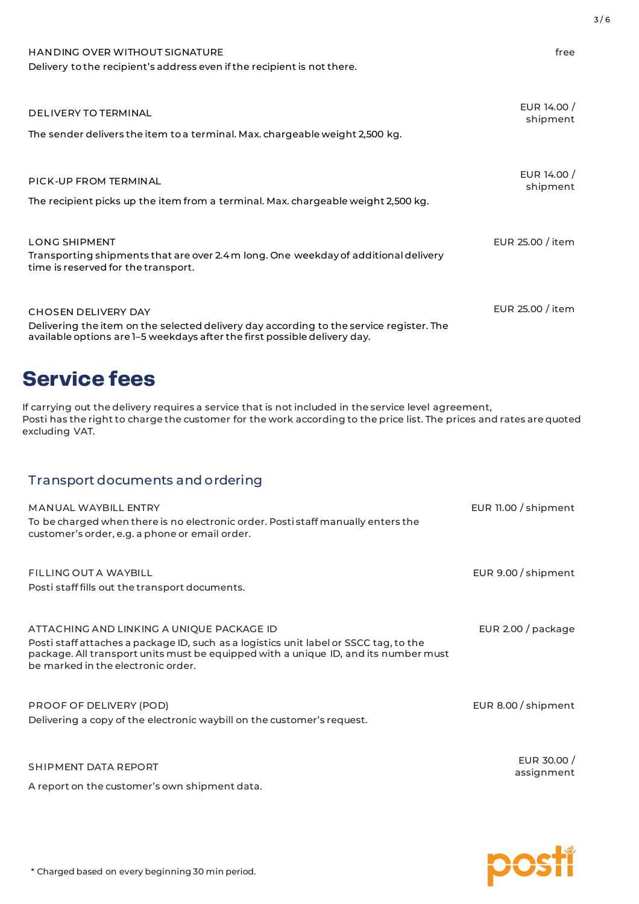HANDING OVER WITHOUT SIGNATURE — free

Delivery to the recipient's address even if the recipient is not there.

DELIVERY TO TERMINAL — EUR 14.00 / shipment

The sender delivers the item to a terminal. Max. chargeable weight 2,500 kg.

PICK-UP FROM TERMINAL — EUR 14.00 / shipment

The recipient picks up the item from a terminal. Max. chargeable weight 2,500 kg.

LONG SHIPMENT — EUR 25.00 / item

Transporting shipments that are over 2.4 m long. One weekday of additional delivery time is reserved for the transport.

CHOSEN DELIVERY DAY — EUR 25.00 / item

Delivering the item on the selected delivery day according to the service register. The available options are 1–5 weekdays after the first possible delivery day.

# Service fees

If carrying out the delivery requires a service that is not included in the service level agreement, Posti has the right to charge the customer for the work according to the price list. The prices and rates are quoted excluding VAT.

## Transport documents and ordering

MANUAL WAYBILL ENTRY — EUR 11.00 / shipment

To be charged when there is no electronic order. Posti staff manually enters the customer's order, e.g. a phone or email order.

FILLING OUT A WAYBILL — EUR 9.00 / shipment

Posti staff fills out the transport documents.

ATTACHING AND LINKING A UNIQUE PACKAGE ID — EUR 2.00 / package

Posti staff attaches a package ID, such as a logistics unit label or SSCC tag, to the package. All transport units must be equipped with a unique ID, and its number must be marked in the electronic order.

PROOF OF DELIVERY (POD) — EUR 8.00 / shipment

Delivering a copy of the electronic waybill on the customer's request.

SHIPMENT DATA REPORT — EUR 30.00 / assignment

A report on the customer's own shipment data.

* Charged based on every beginning 30 min period.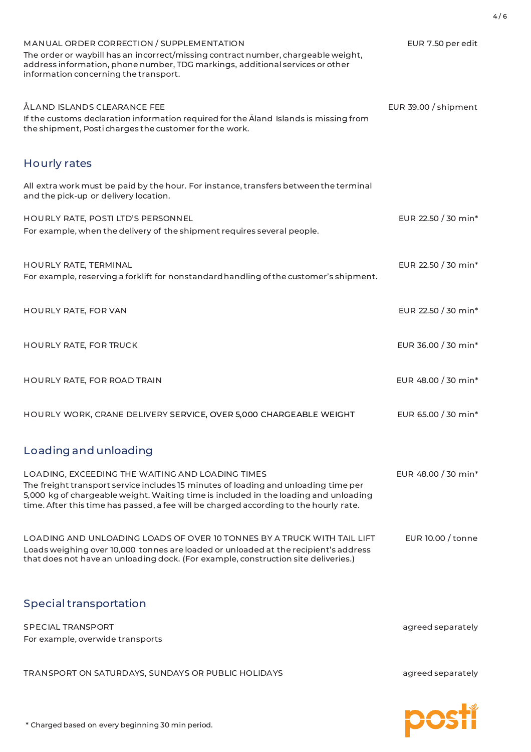MANUAL ORDER CORRECTION / SUPPLEMENTATION — EUR 7.50 per edit

The order or waybill has an incorrect/missing contract number, chargeable weight, address information, phone number, TDG markings, additional services or other information concerning the transport.

ÅLAND ISLANDS CLEARANCE FEE — EUR 39.00 / shipment

If the customs declaration information required for the Åland Islands is missing from the shipment, Posti charges the customer for the work.

## Hourly rates

All extra work must be paid by the hour. For instance, transfers between the terminal and the pick-up or delivery location.

HOURLY RATE, POSTI LTD'S PERSONNEL — EUR 22.50 / 30 min*

For example, when the delivery of the shipment requires several people.

HOURLY RATE, TERMINAL — EUR 22.50 / 30 min*

For example, reserving a forklift for nonstandard handling of the customer's shipment.

HOURLY RATE, FOR VAN — EUR 22.50 / 30 min*

HOURLY RATE, FOR TRUCK — EUR 36.00 / 30 min*

HOURLY RATE, FOR ROAD TRAIN — EUR 48.00 / 30 min*

HOURLY WORK, CRANE DELIVERY SERVICE, OVER 5,000 CHARGEABLE WEIGHT — EUR 65.00 / 30 min*

## Loading and unloading

LOADING, EXCEEDING THE WAITING AND LOADING TIMES — EUR 48.00 / 30 min*

The freight transport service includes 15 minutes of loading and unloading time per 5,000 kg of chargeable weight. Waiting time is included in the loading and unloading time. After this time has passed, a fee will be charged according to the hourly rate.

LOADING AND UNLOADING LOADS OF OVER 10 TONNES BY A TRUCK WITH TAIL LIFT — EUR 10.00 / tonne

Loads weighing over 10,000 tonnes are loaded or unloaded at the recipient's address that does not have an unloading dock. (For example, construction site deliveries.)

## Special transportation

SPECIAL TRANSPORT — agreed separately

For example, overwide transports

TRANSPORT ON SATURDAYS, SUNDAYS OR PUBLIC HOLIDAYS — agreed separately

\* Charged based on every beginning 30 min period.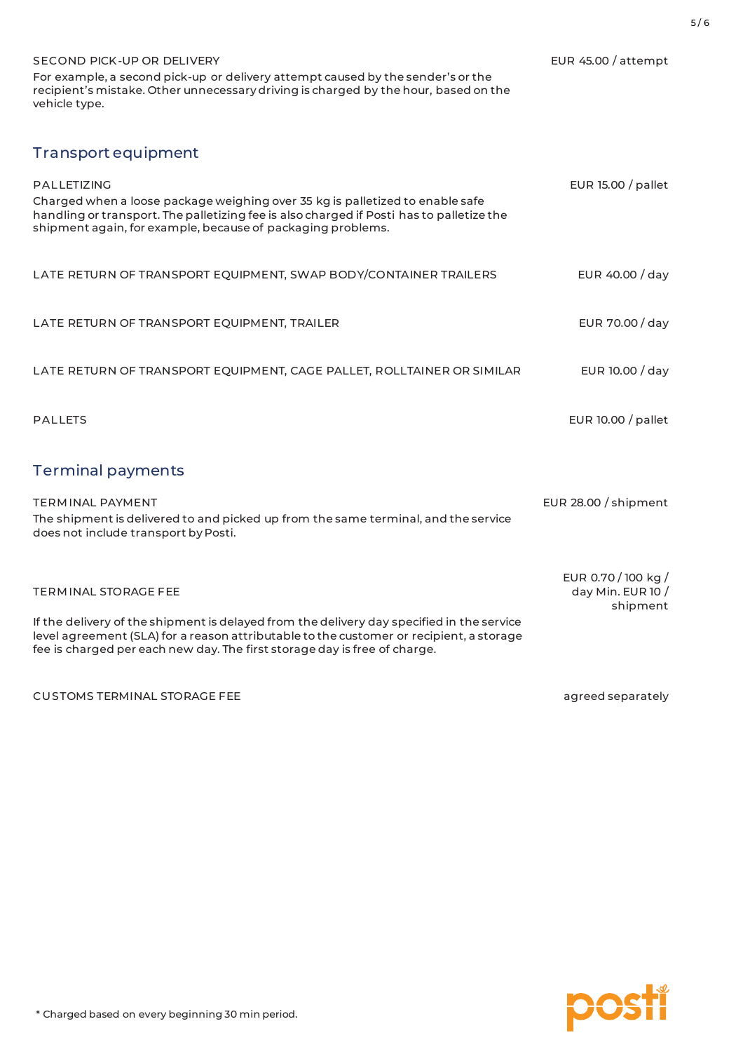SECOND PICK-UP OR DELIVERY

For example, a second pick-up or delivery attempt caused by the sender's or the recipient's mistake. Other unnecessary driving is charged by the hour, based on the vehicle type.

EUR 45.00 / attempt

## Transport equipment

PALLETIZING

Charged when a loose package weighing over 35 kg is palletized to enable safe handling or transport. The palletizing fee is also charged if Posti has to palletize the shipment again, for example, because of packaging problems.

EUR 15.00 / pallet

LATE RETURN OF TRANSPORT EQUIPMENT, SWAP BODY/CONTAINER TRAILERS — EUR 40.00 / day

LATE RETURN OF TRANSPORT EQUIPMENT, TRAILER — EUR 70.00 / day

LATE RETURN OF TRANSPORT EQUIPMENT, CAGE PALLET, ROLLTAINER OR SIMILAR — EUR 10.00 / day

PALLETS — EUR 10.00 / pallet

## Terminal payments

TERMINAL PAYMENT

The shipment is delivered to and picked up from the same terminal, and the service does not include transport by Posti.

EUR 28.00 / shipment

TERMINAL STORAGE FEE

If the delivery of the shipment is delayed from the delivery day specified in the service level agreement (SLA) for a reason attributable to the customer or recipient, a storage fee is charged per each new day. The first storage day is free of charge.

EUR 0.70 / 100 kg / day Min. EUR 10 / shipment

CUSTOMS TERMINAL STORAGE FEE — agreed separately

* Charged based on every beginning 30 min period.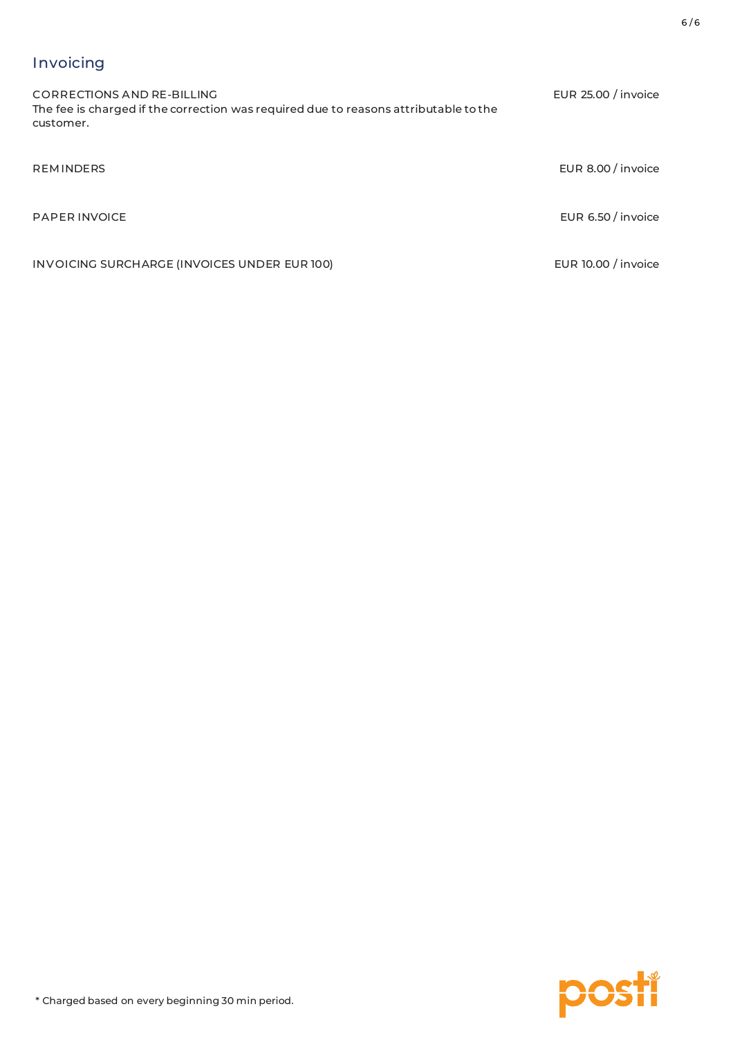## Invoicing

| | |
|---|---|
| CORRECTIONS AND RE-BILLING<br>The fee is charged if the correction was required due to reasons attributable to the customer. | EUR 25.00 / invoice |
| REMINDERS | EUR 8.00 / invoice |
| PAPER INVOICE | EUR 6.50 / invoice |
| INVOICING SURCHARGE (INVOICES UNDER EUR 100) | EUR 10.00 / invoice |

* Charged based on every beginning 30 min period.